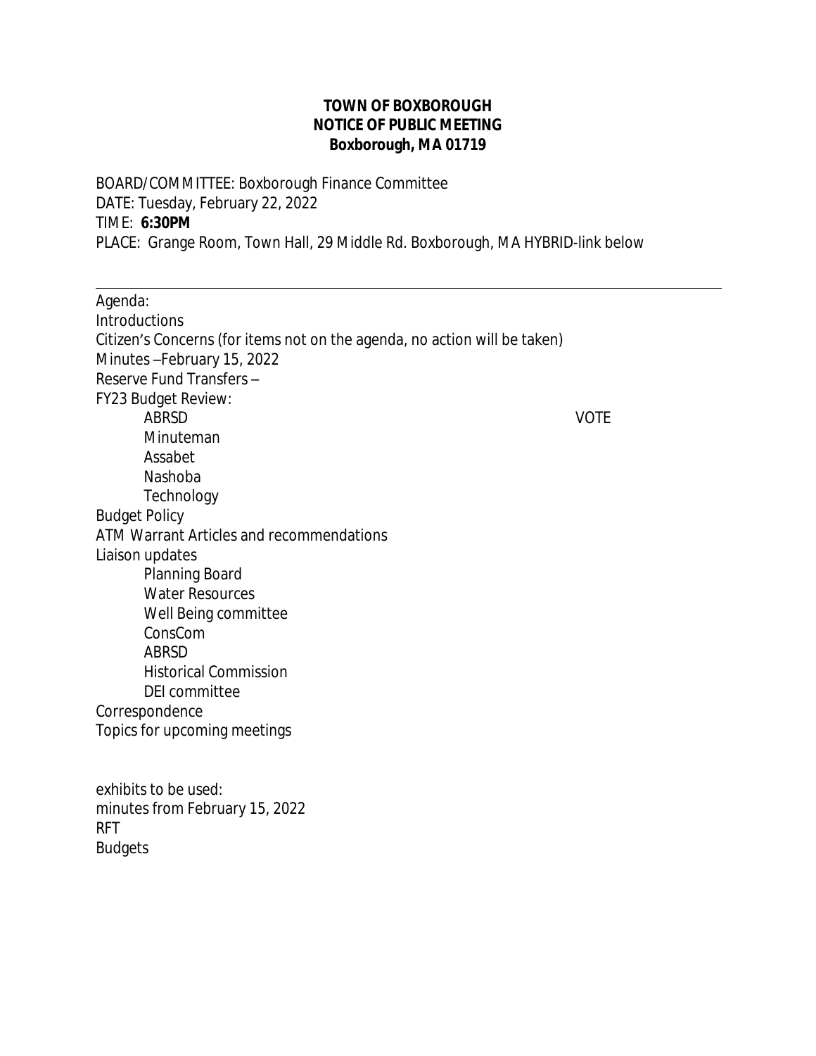**TOWN OF BOXBOROUGH**
**NOTICE OF PUBLIC MEETING**
**Boxborough, MA 01719**

BOARD/COMMITTEE: Boxborough Finance Committee
DATE: Tuesday, February 22, 2022
TIME: **6:30PM**
PLACE: Grange Room, Town Hall, 29 Middle Rd. Boxborough, MA HYBRID-link below

---

Agenda:
Introductions
Citizen's Concerns (for items not on the agenda, no action will be taken)
Minutes –February 15, 2022
Reserve Fund Transfers –
FY23 Budget Review:
- ABRSD VOTE
- Minuteman
- Assabet
- Nashoba
- Technology

Budget Policy
ATM Warrant Articles and recommendations
Liaison updates
- Planning Board
- Water Resources
- Well Being committee
- ConsCom
- ABRSD
- Historical Commission
- DEI committee

Correspondence
Topics for upcoming meetings

exhibits to be used:
minutes from February 15, 2022
RFT
Budgets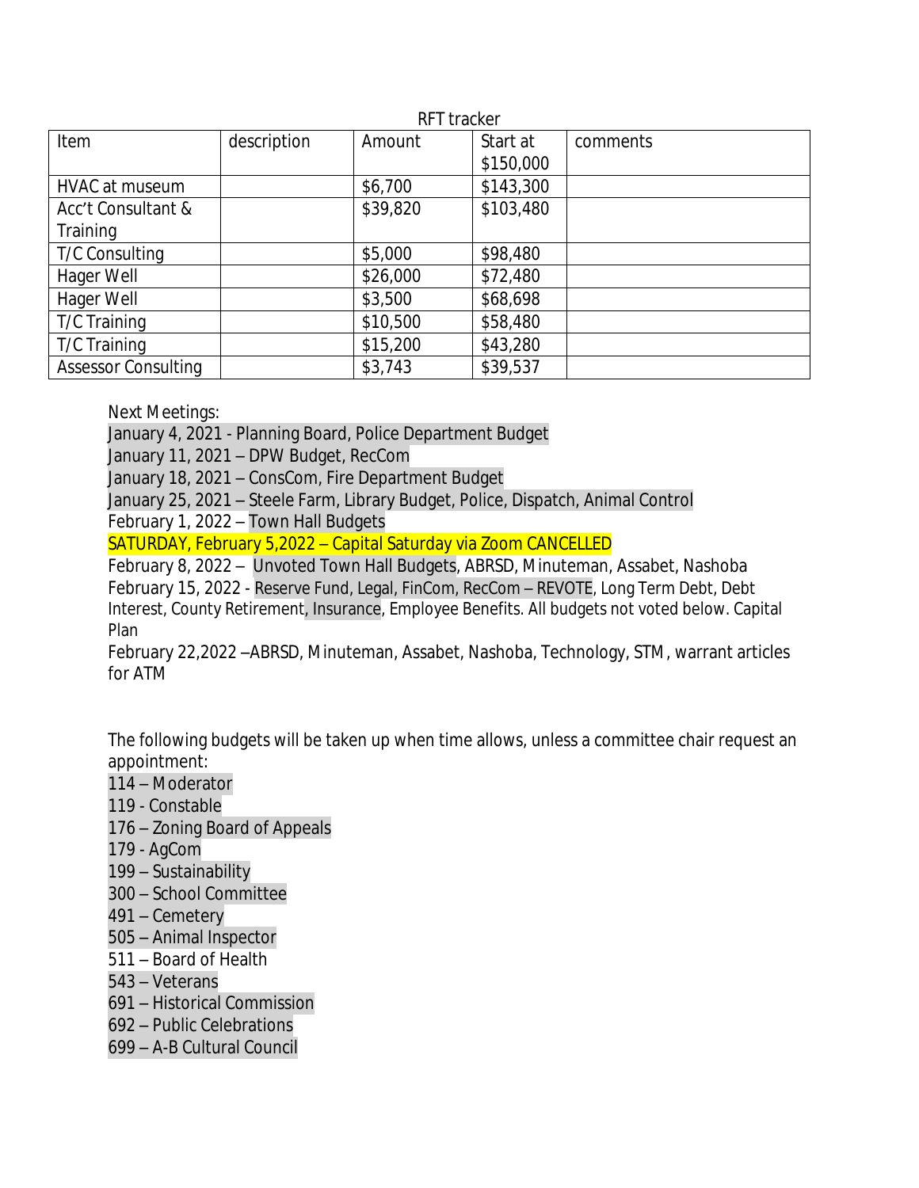RFT tracker

| Item | description | Amount | Start at $150,000 | comments |
|---|---|---|---|---|
| HVAC at museum | | $6,700 | $143,300 | |
| Acc't Consultant & Training | | $39,820 | $103,480 | |
| T/C Consulting | | $5,000 | $98,480 | |
| Hager Well | | $26,000 | $72,480 | |
| Hager Well | | $3,500 | $68,698 | |
| T/C Training | | $10,500 | $58,480 | |
| T/C Training | | $15,200 | $43,280 | |
| Assessor Consulting | | $3,743 | $39,537 | |

Next Meetings:
January 4, 2021 - Planning Board, Police Department Budget
January 11, 2021 – DPW Budget, RecCom
January 18, 2021 – ConsCom, Fire Department Budget
January 25, 2021 – Steele Farm, Library Budget, Police, Dispatch, Animal Control
February 1, 2022 – Town Hall Budgets
SATURDAY, February 5,2022 – Capital Saturday via Zoom CANCELLED
February 8, 2022 – Unvoted Town Hall Budgets, ABRSD, Minuteman, Assabet, Nashoba
February 15, 2022 - Reserve Fund, Legal, FinCom, RecCom – REVOTE, Long Term Debt, Debt Interest, County Retirement, Insurance, Employee Benefits. All budgets not voted below. Capital Plan
February 22,2022 –ABRSD, Minuteman, Assabet, Nashoba, Technology, STM, warrant articles for ATM

The following budgets will be taken up when time allows, unless a committee chair request an appointment:
114 – Moderator
119 - Constable
176 – Zoning Board of Appeals
179 - AgCom
199 – Sustainability
300 – School Committee
491 – Cemetery
505 – Animal Inspector
511 – Board of Health
543 – Veterans
691 – Historical Commission
692 – Public Celebrations
699 – A-B Cultural Council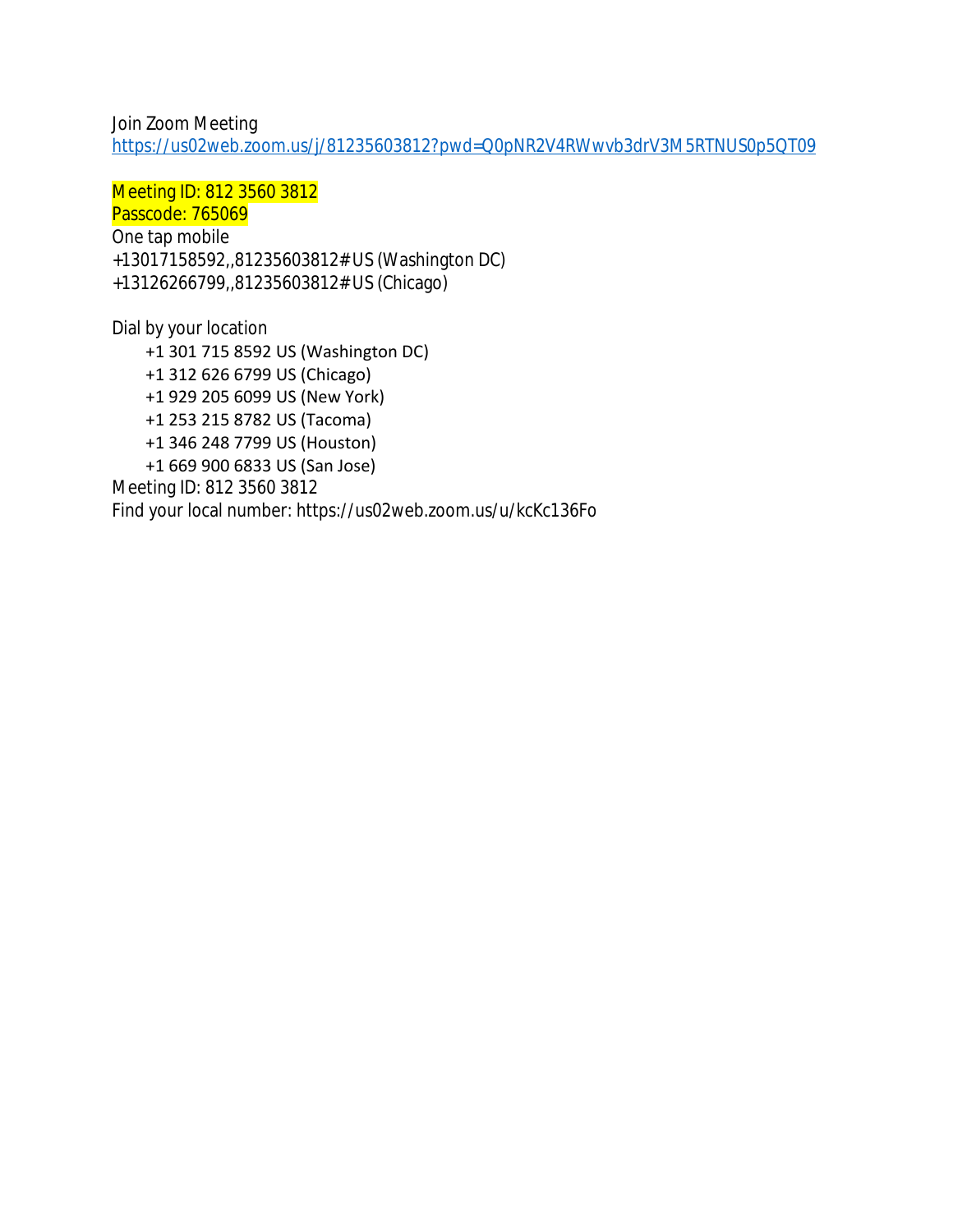Join Zoom Meeting
https://us02web.zoom.us/j/81235603812?pwd=Q0pNR2V4RWwvb3drV3M5RTNUS0p5QT09

Meeting ID: 812 3560 3812
Passcode: 765069
One tap mobile
+13017158592,,81235603812# US (Washington DC)
+13126266799,,81235603812# US (Chicago)

Dial by your location
- +1 301 715 8592 US (Washington DC)
- +1 312 626 6799 US (Chicago)
- +1 929 205 6099 US (New York)
- +1 253 215 8782 US (Tacoma)
- +1 346 248 7799 US (Houston)
- +1 669 900 6833 US (San Jose)

Meeting ID: 812 3560 3812
Find your local number: https://us02web.zoom.us/u/kcKc136Fo